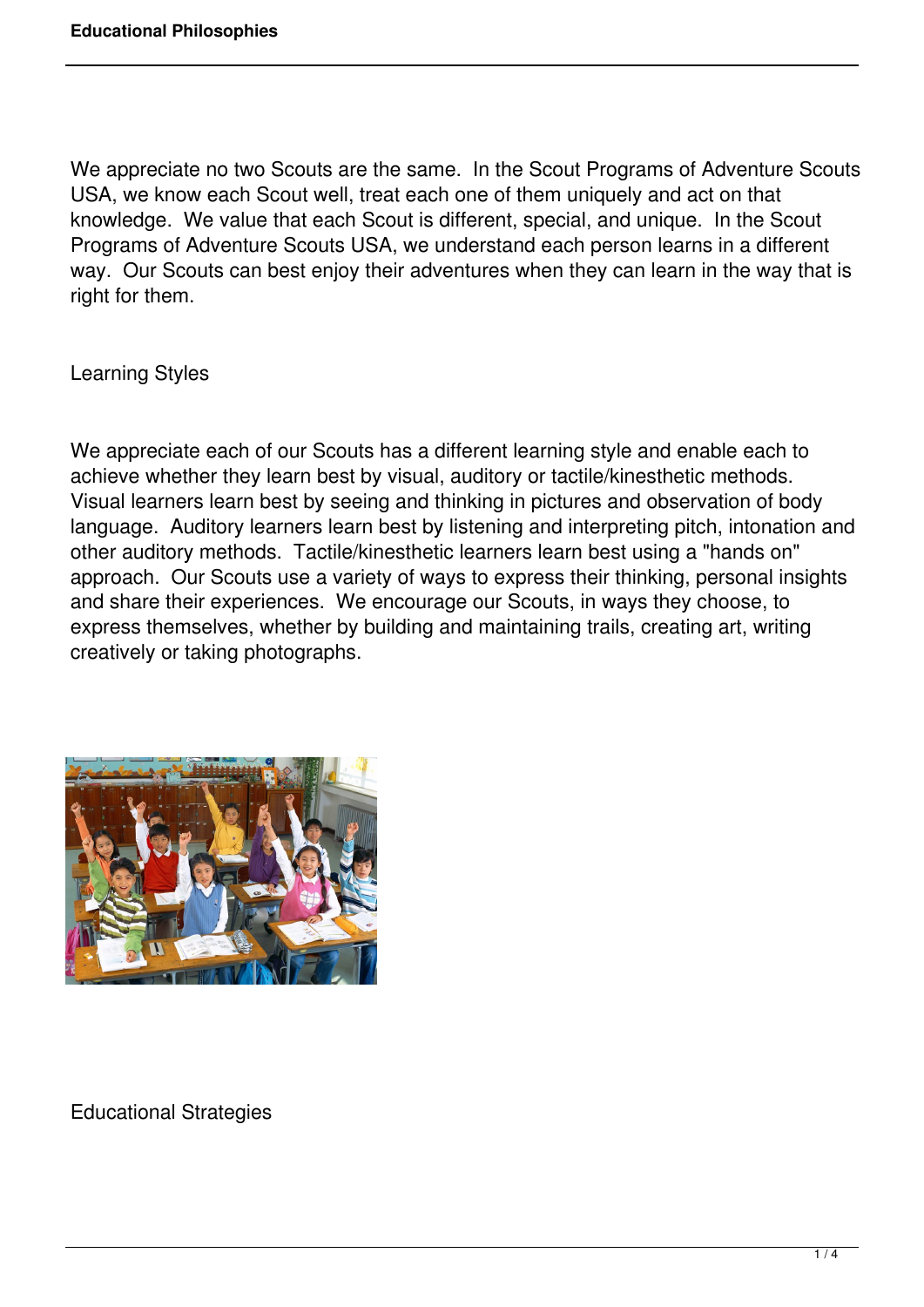We appreciate no two Scouts are the same. In the Scout Programs of Adventure Scouts USA, we know each Scout well, treat each one of them uniquely and act on that knowledge. We value that each Scout is different, special, and unique. In the Scout Programs of Adventure Scouts USA, we understand each person learns in a different way. Our Scouts can best enjoy their adventures when they can learn in the way that is right for them.

## Learning Styles

We appreciate each of our Scouts has a different learning style and enable each to achieve whether they learn best by visual, auditory or tactile/kinesthetic methods. Visual learners learn best by seeing and thinking in pictures and observation of body language. Auditory learners learn best by listening and interpreting pitch, intonation and other auditory methods. Tactile/kinesthetic learners learn best using a "hands on" approach. Our Scouts use a variety of ways to express their thinking, personal insights and share their experiences. We encourage our Scouts, in ways they choose, to express themselves, whether by building and maintaining trails, creating art, writing creatively or taking photographs.

## Educational Strategies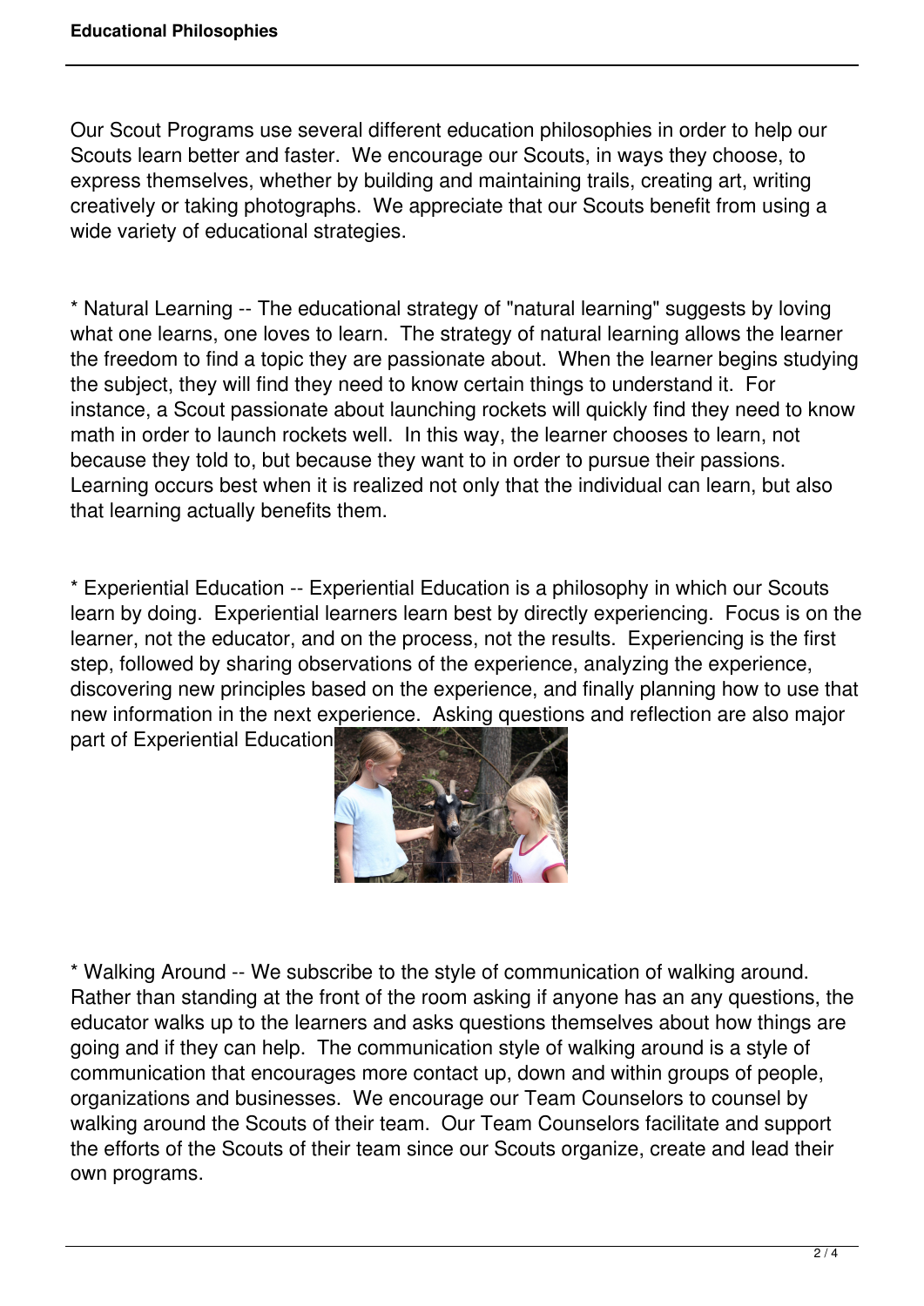Our Scout Programs use several different education philosophies in order to help our Scouts learn better and faster. We encourage our Scouts, in ways they choose, to express themselves, whether by building and maintaining trails, creating art, writing creatively or taking photographs. We appreciate that our Scouts benefit from using a wide variety of educational strategies.

* Natural Learning -- The educational strategy of "natural learning" suggests by loving what one learns, one loves to learn. The strategy of natural learning allows the learner the freedom to find a topic they are passionate about. When the learner begins studying the subject, they will find they need to know certain things to understand it. For instance, a Scout passionate about launching rockets will quickly find they need to know math in order to launch rockets well. In this way, the learner chooses to learn, not because they told to, but because they want to in order to pursue their passions. Learning occurs best when it is realized not only that the individual can learn, but also that learning actually benefits them.

* Experiential Education -- Experiential Education is a philosophy in which our Scouts learn by doing. Experiential learners learn best by directly experiencing. Focus is on the learner, not the educator, and on the process, not the results. Experiencing is the first step, followed by sharing observations of the experience, analyzing the experience, discovering new principles based on the experience, and finally planning how to use that new information in the next experience. Asking questions and reflection are also major part of Experiential Education.

* Walking Around -- We subscribe to the style of communication of walking around. Rather than standing at the front of the room asking if anyone has an any questions, the educator walks up to the learners and asks questions themselves about how things are going and if they can help. The communication style of walking around is a style of communication that encourages more contact up, down and within groups of people, organizations and businesses. We encourage our Team Counselors to counsel by walking around the Scouts of their team. Our Team Counselors facilitate and support the efforts of the Scouts of their team since our Scouts organize, create and lead their own programs.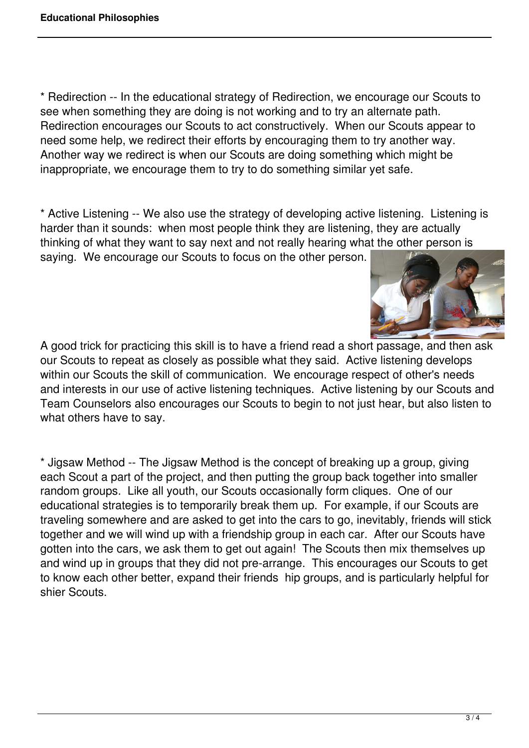* Redirection -- In the educational strategy of Redirection, we encourage our Scouts to see when something they are doing is not working and to try an alternate path. Redirection encourages our Scouts to act constructively. When our Scouts appear to need some help, we redirect their efforts by encouraging them to try another way. Another way we redirect is when our Scouts are doing something which might be inappropriate, we encourage them to try to do something similar yet safe.

* Active Listening -- We also use the strategy of developing active listening. Listening is harder than it sounds: when most people think they are listening, they are actually thinking of what they want to say next and not really hearing what the other person is saying. We encourage our Scouts to focus on the other person.

A good trick for practicing this skill is to have a friend read a short passage, and then ask our Scouts to repeat as closely as possible what they said. Active listening develops within our Scouts the skill of communication. We encourage respect of other's needs and interests in our use of active listening techniques. Active listening by our Scouts and Team Counselors also encourages our Scouts to begin to not just hear, but also listen to what others have to say.

* Jigsaw Method -- The Jigsaw Method is the concept of breaking up a group, giving each Scout a part of the project, and then putting the group back together into smaller random groups. Like all youth, our Scouts occasionally form cliques. One of our educational strategies is to temporarily break them up. For example, if our Scouts are traveling somewhere and are asked to get into the cars to go, inevitably, friends will stick together and we will wind up with a friendship group in each car. After our Scouts have gotten into the cars, we ask them to get out again! The Scouts then mix themselves up and wind up in groups that they did not pre-arrange. This encourages our Scouts to get to know each other better, expand their friends hip groups, and is particularly helpful for shier Scouts.